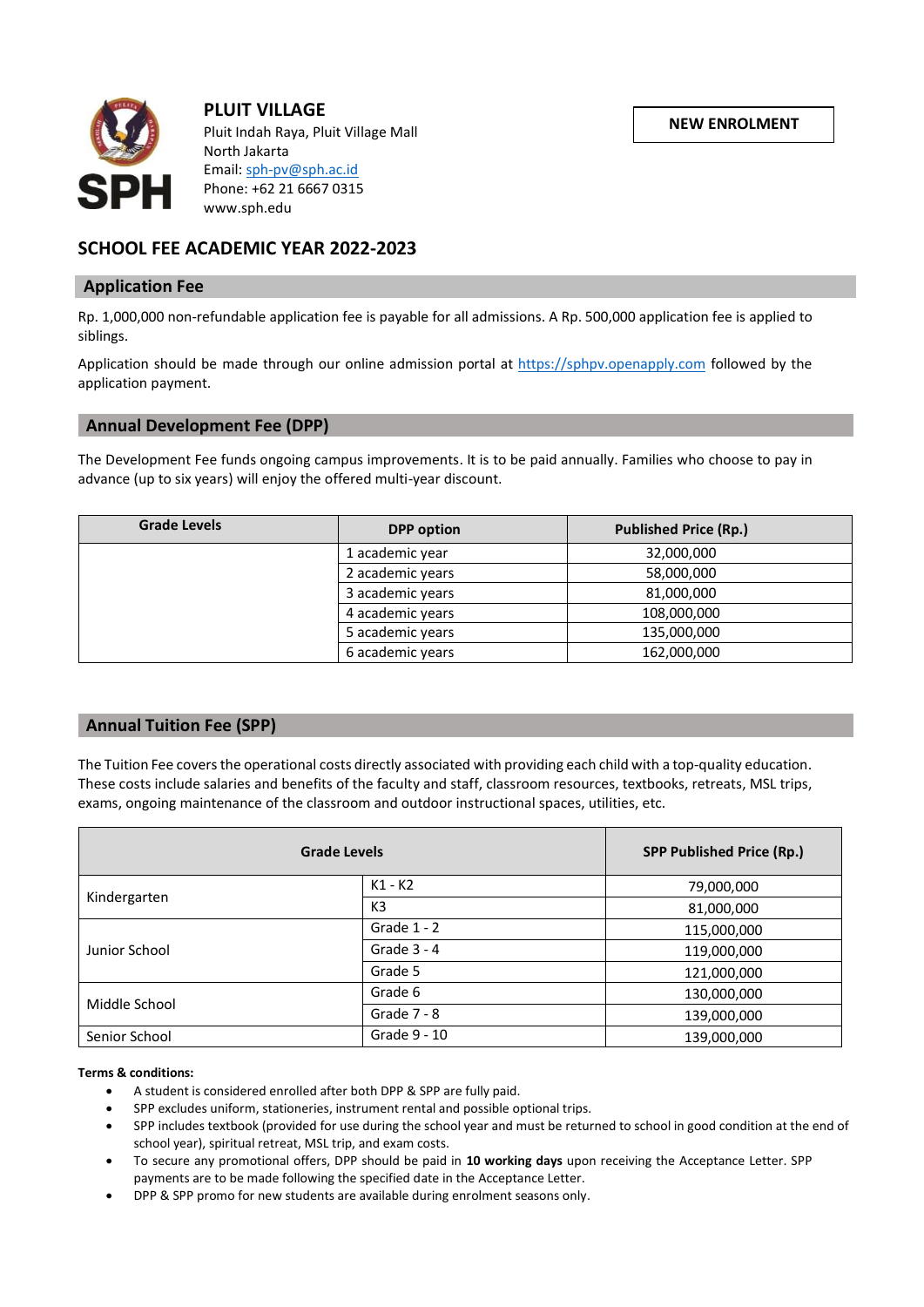**PLUIT VILLAGE**
Pluit Indah Raya, Pluit Village Mall
North Jakarta
Email: sph-pv@sph.ac.id
Phone: +62 21 6667 0315
www.sph.edu

**NEW ENROLMENT**

# SCHOOL FEE ACADEMIC YEAR 2022-2023

## Application Fee

Rp. 1,000,000 non-refundable application fee is payable for all admissions. A Rp. 500,000 application fee is applied to siblings.

Application should be made through our online admission portal at https://sphpv.openapply.com followed by the application payment.

## Annual Development Fee (DPP)

The Development Fee funds ongoing campus improvements. It is to be paid annually. Families who choose to pay in advance (up to six years) will enjoy the offered multi-year discount.

| Grade Levels | DPP option | Published Price (Rp.) |
|---|---|---|
| | 1 academic year | 32,000,000 |
| | 2 academic years | 58,000,000 |
| | 3 academic years | 81,000,000 |
| | 4 academic years | 108,000,000 |
| | 5 academic years | 135,000,000 |
| | 6 academic years | 162,000,000 |

## Annual Tuition Fee (SPP)

The Tuition Fee covers the operational costs directly associated with providing each child with a top-quality education. These costs include salaries and benefits of the faculty and staff, classroom resources, textbooks, retreats, MSL trips, exams, ongoing maintenance of the classroom and outdoor instructional spaces, utilities, etc.

| Grade Levels | | SPP Published Price (Rp.) |
|---|---|---|
| Kindergarten | K1 - K2 | 79,000,000 |
| | K3 | 81,000,000 |
| Junior School | Grade 1 - 2 | 115,000,000 |
| | Grade 3 - 4 | 119,000,000 |
| | Grade 5 | 121,000,000 |
| Middle School | Grade 6 | 130,000,000 |
| | Grade 7 - 8 | 139,000,000 |
| Senior School | Grade 9 - 10 | 139,000,000 |

**Terms & conditions:**

- A student is considered enrolled after both DPP & SPP are fully paid.
- SPP excludes uniform, stationeries, instrument rental and possible optional trips.
- SPP includes textbook (provided for use during the school year and must be returned to school in good condition at the end of school year), spiritual retreat, MSL trip, and exam costs.
- To secure any promotional offers, DPP should be paid in **10 working days** upon receiving the Acceptance Letter. SPP payments are to be made following the specified date in the Acceptance Letter.
- DPP & SPP promo for new students are available during enrolment seasons only.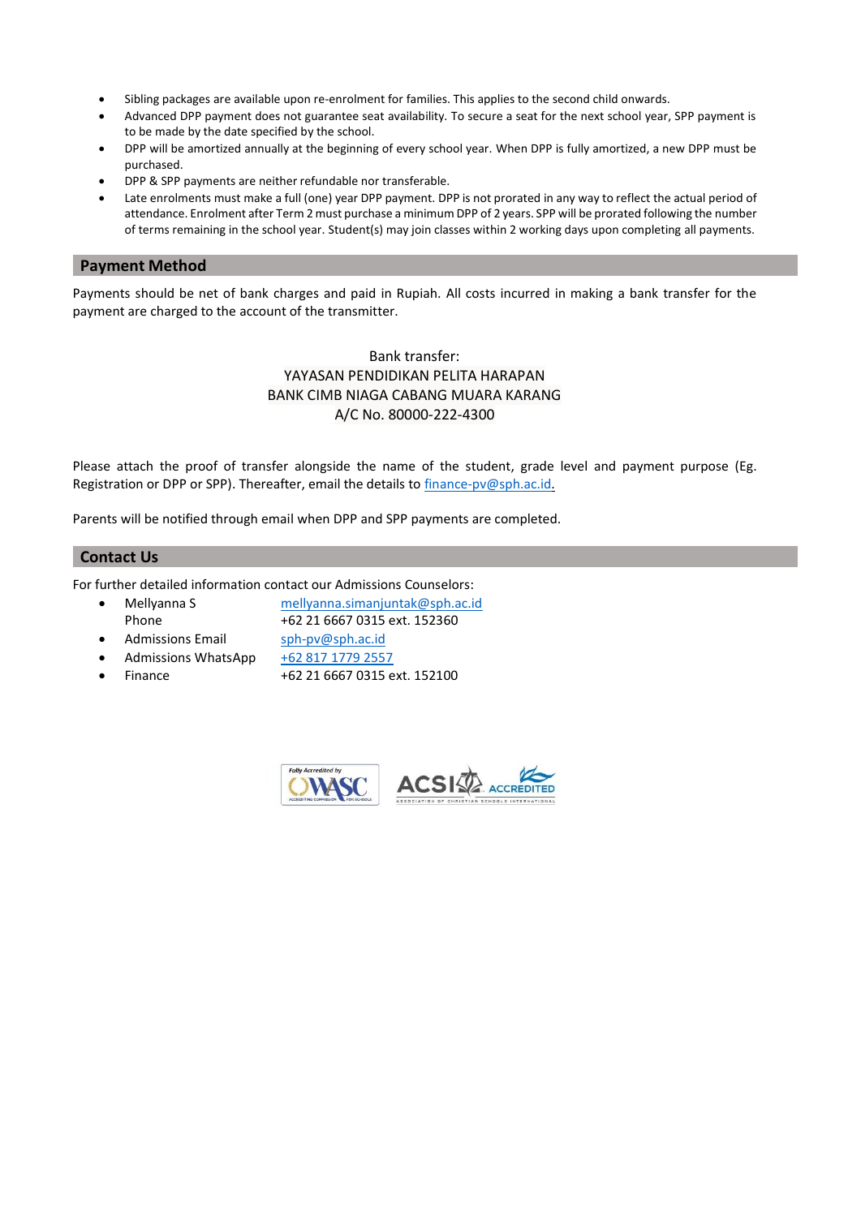- Sibling packages are available upon re-enrolment for families. This applies to the second child onwards.
- Advanced DPP payment does not guarantee seat availability. To secure a seat for the next school year, SPP payment is to be made by the date specified by the school.
- DPP will be amortized annually at the beginning of every school year. When DPP is fully amortized, a new DPP must be purchased.
- DPP & SPP payments are neither refundable nor transferable.
- Late enrolments must make a full (one) year DPP payment. DPP is not prorated in any way to reflect the actual period of attendance. Enrolment after Term 2 must purchase a minimum DPP of 2 years. SPP will be prorated following the number of terms remaining in the school year. Student(s) may join classes within 2 working days upon completing all payments.

## Payment Method

Payments should be net of bank charges and paid in Rupiah. All costs incurred in making a bank transfer for the payment are charged to the account of the transmitter.

Bank transfer:
YAYASAN PENDIDIKAN PELITA HARAPAN
BANK CIMB NIAGA CABANG MUARA KARANG
A/C No. 80000-222-4300

Please attach the proof of transfer alongside the name of the student, grade level and payment purpose (Eg. Registration or DPP or SPP). Thereafter, email the details to finance-pv@sph.ac.id.

Parents will be notified through email when DPP and SPP payments are completed.

## Contact Us

For further detailed information contact our Admissions Counselors:

- Mellyanna S — mellyanna.simanjuntak@sph.ac.id
  Phone — +62 21 6667 0315 ext. 152360
- Admissions Email — sph-pv@sph.ac.id
- Admissions WhatsApp — +62 817 1779 2557
- Finance — +62 21 6667 0315 ext. 152100

Fully Accredited by WASC — Accrediting Commission for Schools

ACSI ACCREDITED — Association of Christian Schools International